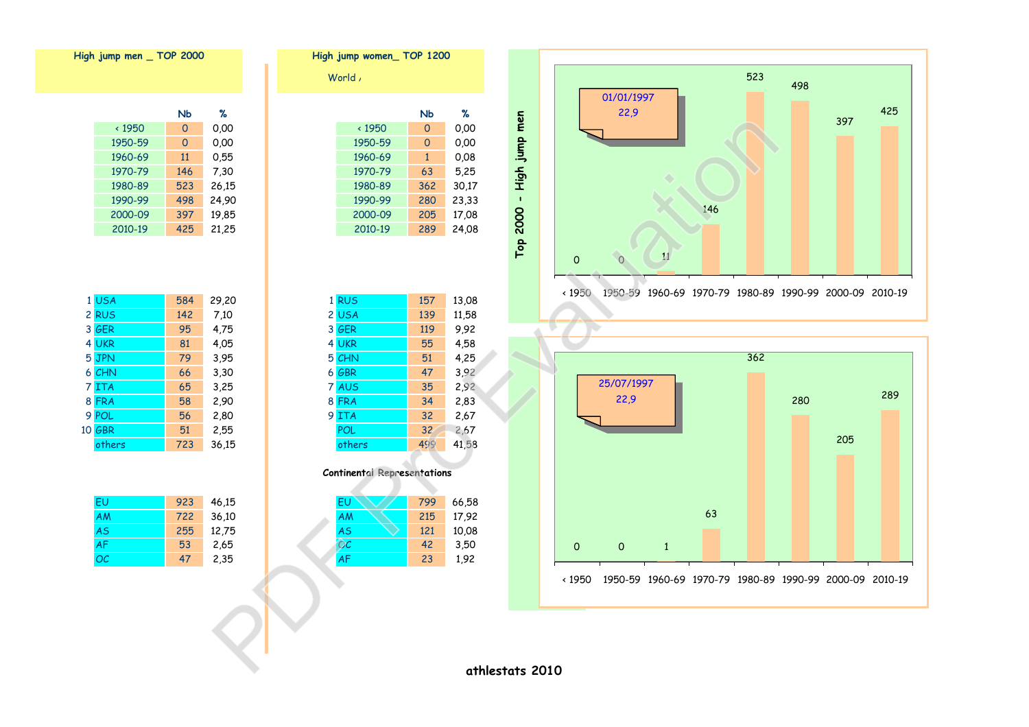## High jump men _ TOP 2000

| | Nb | % |
|---|---|---|
| < 1950 | 0 | 0,00 |
| 1950-59 | 0 | 0,00 |
| 1960-69 | 11 | 0,55 |
| 1970-79 | 146 | 7,30 |
| 1980-89 | 523 | 26,15 |
| 1990-99 | 498 | 24,90 |
| 2000-09 | 397 | 19,85 |
| 2010-19 | 425 | 21,25 |

| | | Nb | % |
|---|---|---|---|
| 1 | USA | 584 | 29,20 |
| 2 | RUS | 142 | 7,10 |
| 3 | GER | 95 | 4,75 |
| 4 | UKR | 81 | 4,05 |
| 5 | JPN | 79 | 3,95 |
| 6 | CHN | 66 | 3,30 |
| 7 | ITA | 65 | 3,25 |
| 8 | FRA | 58 | 2,90 |
| 9 | POL | 56 | 2,80 |
| 10 | GBR | 51 | 2,55 |
| | others | 723 | 36,15 |

| | Nb | % |
|---|---|---|
| EU | 923 | 46,15 |
| AM | 722 | 36,10 |
| AS | 255 | 12,75 |
| AF | 53 | 2,65 |
| OC | 47 | 2,35 |

## High jump women_ TOP 1200

World /

| | Nb | % |
|---|---|---|
| < 1950 | 0 | 0,00 |
| 1950-59 | 0 | 0,00 |
| 1960-69 | 1 | 0,08 |
| 1970-79 | 63 | 5,25 |
| 1980-89 | 362 | 30,17 |
| 1990-99 | 280 | 23,33 |
| 2000-09 | 205 | 17,08 |
| 2010-19 | 289 | 24,08 |

| | | Nb | % |
|---|---|---|---|
| 1 | RUS | 157 | 13,08 |
| 2 | USA | 139 | 11,58 |
| 3 | GER | 119 | 9,92 |
| 4 | UKR | 55 | 4,58 |
| 5 | CHN | 51 | 4,25 |
| 6 | GBR | 47 | 3,92 |
| 7 | AUS | 35 | 2,92 |
| 8 | FRA | 34 | 2,83 |
| 9 | ITA | 32 | 2,67 |
| | POL | 32 | 2,67 |
| | others | 499 | 41,58 |

### Continental Representations

| | Nb | % |
|---|---|---|
| EU | 799 | 66,58 |
| AM | 215 | 17,92 |
| AS | 121 | 10,08 |
| OC | 42 | 3,50 |
| AF | 23 | 1,92 |

### Top 2000 - High jump men

01/01/1997
22,9

| < 1950 | 1950-59 | 1960-69 | 1970-79 | 1980-89 | 1990-99 | 2000-09 | 2010-19 |
|---|---|---|---|---|---|---|---|
| 0 | 0 | 11 | 146 | 523 | 498 | 397 | 425 |

25/07/1997
22,9

| < 1950 | 1950-59 | 1960-69 | 1970-79 | 1980-89 | 1990-99 | 2000-09 | 2010-19 |
|---|---|---|---|---|---|---|---|
| 0 | 0 | 1 | 63 | 362 | 280 | 205 | 289 |

athlestats 2010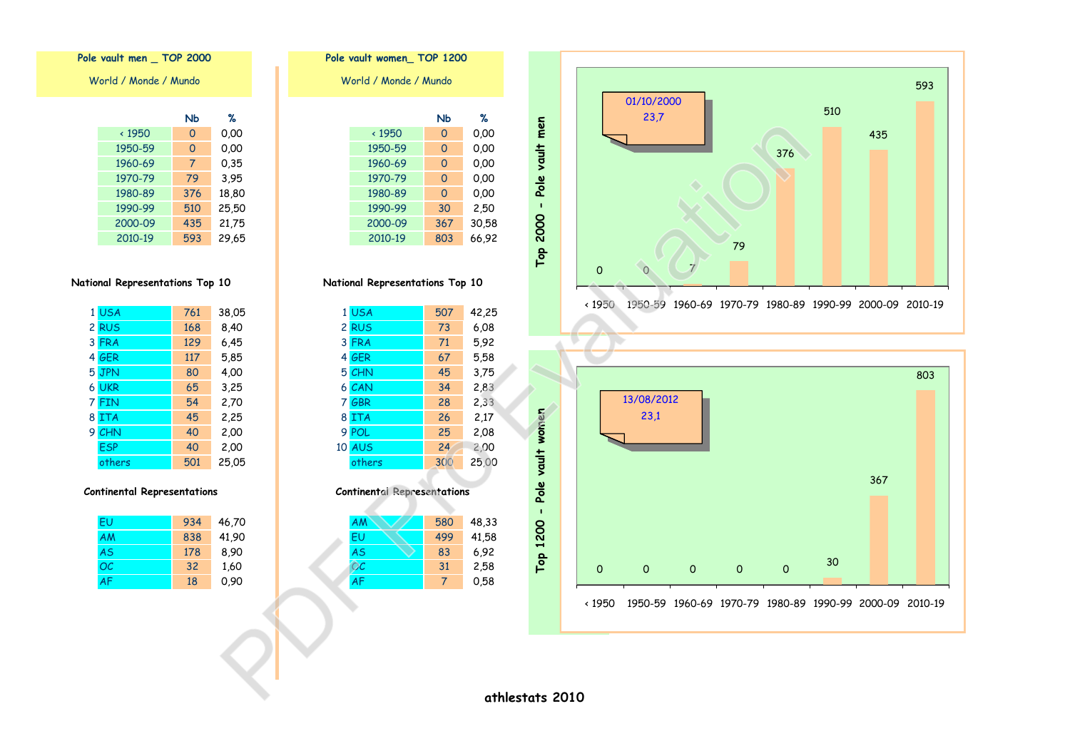## Pole vault men _ TOP 2000

World / Monde / Mundo

| | Nb | % |
|---|---|---|
| < 1950 | 0 | 0,00 |
| 1950-59 | 0 | 0,00 |
| 1960-69 | 7 | 0,35 |
| 1970-79 | 79 | 3,95 |
| 1980-89 | 376 | 18,80 |
| 1990-99 | 510 | 25,50 |
| 2000-09 | 435 | 21,75 |
| 2010-19 | 593 | 29,65 |

### National Representations Top 10

| | | Nb | % |
|---|---|---|---|
| 1 | USA | 761 | 38,05 |
| 2 | RUS | 168 | 8,40 |
| 3 | FRA | 129 | 6,45 |
| 4 | GER | 117 | 5,85 |
| 5 | JPN | 80 | 4,00 |
| 6 | UKR | 65 | 3,25 |
| 7 | FIN | 54 | 2,70 |
| 8 | ITA | 45 | 2,25 |
| 9 | CHN | 40 | 2,00 |
| | ESP | 40 | 2,00 |
| | others | 501 | 25,05 |

### Continental Representations

| | Nb | % |
|---|---|---|
| EU | 934 | 46,70 |
| AM | 838 | 41,90 |
| AS | 178 | 8,90 |
| OC | 32 | 1,60 |
| AF | 18 | 0,90 |

## Pole vault women_ TOP 1200

World / Monde / Mundo

| | Nb | % |
|---|---|---|
| < 1950 | 0 | 0,00 |
| 1950-59 | 0 | 0,00 |
| 1960-69 | 0 | 0,00 |
| 1970-79 | 0 | 0,00 |
| 1980-89 | 0 | 0,00 |
| 1990-99 | 30 | 2,50 |
| 2000-09 | 367 | 30,58 |
| 2010-19 | 803 | 66,92 |

### National Representations Top 10

| | | Nb | % |
|---|---|---|---|
| 1 | USA | 507 | 42,25 |
| 2 | RUS | 73 | 6,08 |
| 3 | FRA | 71 | 5,92 |
| 4 | GER | 67 | 5,58 |
| 5 | CHN | 45 | 3,75 |
| 6 | CAN | 34 | 2,83 |
| 7 | GBR | 28 | 2,33 |
| 8 | ITA | 26 | 2,17 |
| 9 | POL | 25 | 2,08 |
| 10 | AUS | 24 | 2,00 |
| | others | 300 | 25,00 |

### Continental Representations

| | Nb | % |
|---|---|---|
| AM | 580 | 48,33 |
| EU | 499 | 41,58 |
| AS | 83 | 6,92 |
| OC | 31 | 2,58 |
| AF | 7 | 0,58 |

### Top 2000 - Pole vault men

01/10/2000
23,7

| < 1950 | 1950-59 | 1960-69 | 1970-79 | 1980-89 | 1990-99 | 2000-09 | 2010-19 |
|---|---|---|---|---|---|---|---|
| 0 | 0 | 7 | 79 | 376 | 510 | 435 | 593 |

### Top 1200 - Pole vault women

13/08/2012
23,1

| < 1950 | 1950-59 | 1960-69 | 1970-79 | 1980-89 | 1990-99 | 2000-09 | 2010-19 |
|---|---|---|---|---|---|---|---|
| 0 | 0 | 0 | 0 | 0 | 30 | 367 | 803 |

athlestats 2010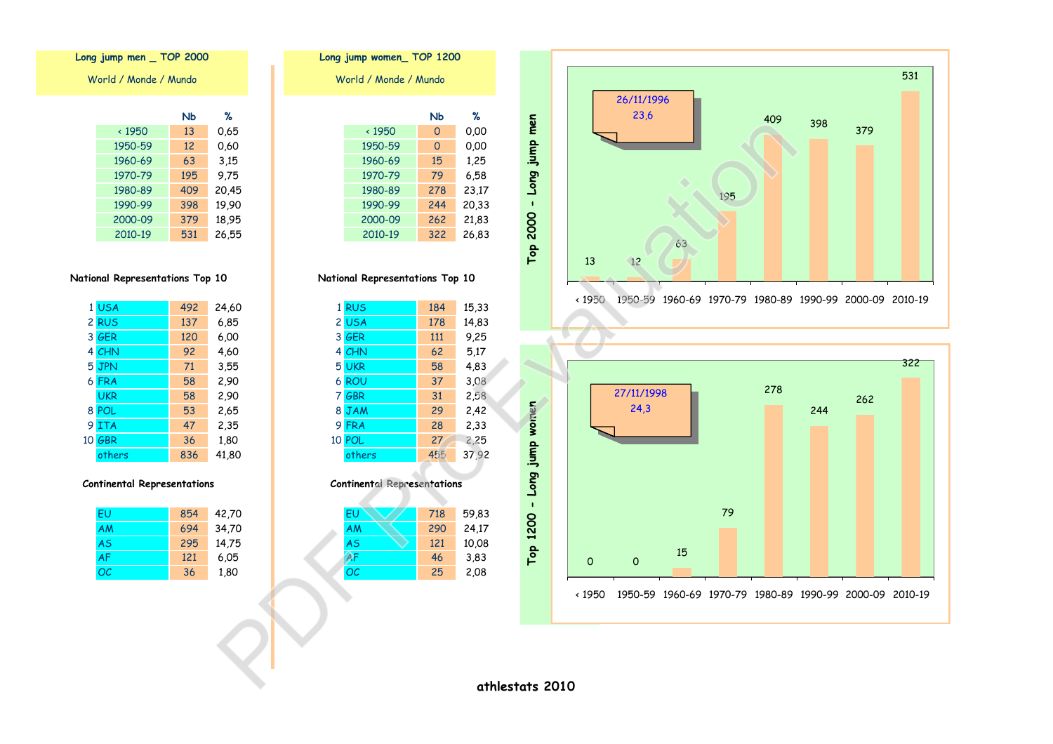## Long jump men _ TOP 2000

World / Monde / Mundo

| | Nb | % |
|---|---|---|
| < 1950 | 13 | 0,65 |
| 1950-59 | 12 | 0,60 |
| 1960-69 | 63 | 3,15 |
| 1970-79 | 195 | 9,75 |
| 1980-89 | 409 | 20,45 |
| 1990-99 | 398 | 19,90 |
| 2000-09 | 379 | 18,95 |
| 2010-19 | 531 | 26,55 |

### National Representations Top 10

| | | | |
|---|---|---|---|
| 1 | USA | 492 | 24,60 |
| 2 | RUS | 137 | 6,85 |
| 3 | GER | 120 | 6,00 |
| 4 | CHN | 92 | 4,60 |
| 5 | JPN | 71 | 3,55 |
| 6 | FRA | 58 | 2,90 |
| | UKR | 58 | 2,90 |
| 8 | POL | 53 | 2,65 |
| 9 | ITA | 47 | 2,35 |
| 10 | GBR | 36 | 1,80 |
| | others | 836 | 41,80 |

### Continental Representations

| | | |
|---|---|---|
| EU | 854 | 42,70 |
| AM | 694 | 34,70 |
| AS | 295 | 14,75 |
| AF | 121 | 6,05 |
| OC | 36 | 1,80 |

## Long jump women_ TOP 1200

World / Monde / Mundo

| | Nb | % |
|---|---|---|
| < 1950 | 0 | 0,00 |
| 1950-59 | 0 | 0,00 |
| 1960-69 | 15 | 1,25 |
| 1970-79 | 79 | 6,58 |
| 1980-89 | 278 | 23,17 |
| 1990-99 | 244 | 20,33 |
| 2000-09 | 262 | 21,83 |
| 2010-19 | 322 | 26,83 |

### National Representations Top 10

| | | | |
|---|---|---|---|
| 1 | RUS | 184 | 15,33 |
| 2 | USA | 178 | 14,83 |
| 3 | GER | 111 | 9,25 |
| 4 | CHN | 62 | 5,17 |
| 5 | UKR | 58 | 4,83 |
| 6 | ROU | 37 | 3,08 |
| 7 | GBR | 31 | 2,58 |
| 8 | JAM | 29 | 2,42 |
| 9 | FRA | 28 | 2,33 |
| 10 | POL | 27 | 2,25 |
| | others | 455 | 37,92 |

### Continental Representations

| | | |
|---|---|---|
| EU | 718 | 59,83 |
| AM | 290 | 24,17 |
| AS | 121 | 10,08 |
| AF | 46 | 3,83 |
| OC | 25 | 2,08 |

### Top 2000 - Long jump men

26/11/1996
23,6

| < 1950 | 1950-59 | 1960-69 | 1970-79 | 1980-89 | 1990-99 | 2000-09 | 2010-19 |
|---|---|---|---|---|---|---|---|
| 13 | 12 | 63 | 195 | 409 | 398 | 379 | 531 |

### Top 1200 - Long jump women

27/11/1998
24,3

| < 1950 | 1950-59 | 1960-69 | 1970-79 | 1980-89 | 1990-99 | 2000-09 | 2010-19 |
|---|---|---|---|---|---|---|---|
| 0 | 0 | 15 | 79 | 278 | 244 | 262 | 322 |

athlestats 2010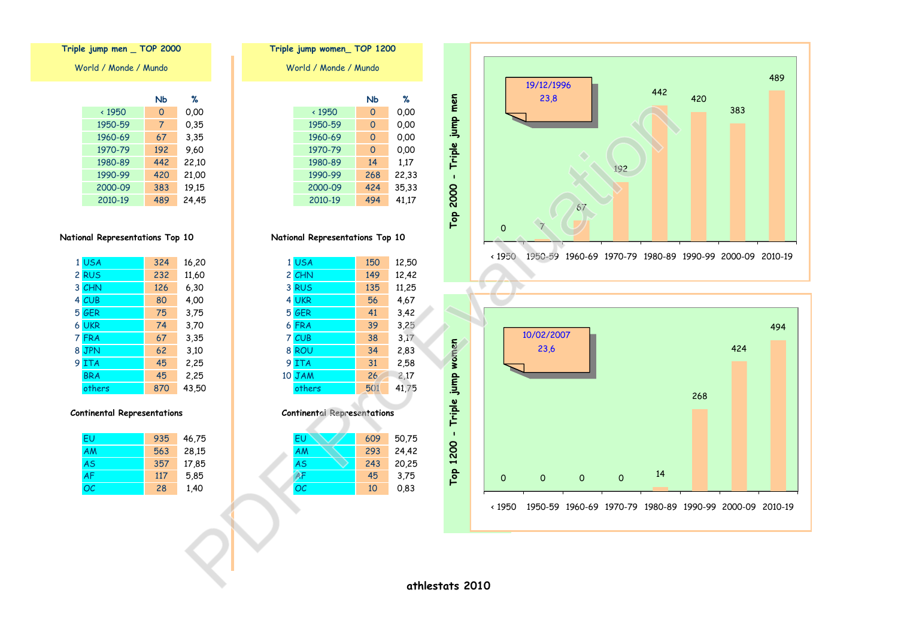## Triple jump men _ TOP 2000

World / Monde / Mundo

| | Nb | % |
|---|---|---|
| < 1950 | 0 | 0,00 |
| 1950-59 | 7 | 0,35 |
| 1960-69 | 67 | 3,35 |
| 1970-79 | 192 | 9,60 |
| 1980-89 | 442 | 22,10 |
| 1990-99 | 420 | 21,00 |
| 2000-09 | 383 | 19,15 |
| 2010-19 | 489 | 24,45 |

**National Representations Top 10**

| | | Nb | % |
|---|---|---|---|
| 1 | USA | 324 | 16,20 |
| 2 | RUS | 232 | 11,60 |
| 3 | CHN | 126 | 6,30 |
| 4 | CUB | 80 | 4,00 |
| 5 | GER | 75 | 3,75 |
| 6 | UKR | 74 | 3,70 |
| 7 | FRA | 67 | 3,35 |
| 8 | JPN | 62 | 3,10 |
| 9 | ITA | 45 | 2,25 |
| | BRA | 45 | 2,25 |
| | others | 870 | 43,50 |

**Continental Representations**

| | Nb | % |
|---|---|---|
| EU | 935 | 46,75 |
| AM | 563 | 28,15 |
| AS | 357 | 17,85 |
| AF | 117 | 5,85 |
| OC | 28 | 1,40 |

## Triple jump women_ TOP 1200

World / Monde / Mundo

| | Nb | % |
|---|---|---|
| < 1950 | 0 | 0,00 |
| 1950-59 | 0 | 0,00 |
| 1960-69 | 0 | 0,00 |
| 1970-79 | 0 | 0,00 |
| 1980-89 | 14 | 1,17 |
| 1990-99 | 268 | 22,33 |
| 2000-09 | 424 | 35,33 |
| 2010-19 | 494 | 41,17 |

**National Representations Top 10**

| | | Nb | % |
|---|---|---|---|
| 1 | USA | 150 | 12,50 |
| 2 | CHN | 149 | 12,42 |
| 3 | RUS | 135 | 11,25 |
| 4 | UKR | 56 | 4,67 |
| 5 | GER | 41 | 3,42 |
| 6 | FRA | 39 | 3,25 |
| 7 | CUB | 38 | 3,17 |
| 8 | ROU | 34 | 2,83 |
| 9 | ITA | 31 | 2,58 |
| 10 | JAM | 26 | 2,17 |
| | others | 501 | 41,75 |

**Continental Representations**

| | Nb | % |
|---|---|---|
| EU | 609 | 50,75 |
| AM | 293 | 24,42 |
| AS | 243 | 20,25 |
| AF | 45 | 3,75 |
| OC | 10 | 0,83 |

**Top 2000 - Triple jump men**

19/12/1996
23,8

| < 1950 | 1950-59 | 1960-69 | 1970-79 | 1980-89 | 1990-99 | 2000-09 | 2010-19 |
|---|---|---|---|---|---|---|---|
| 0 | 7 | 67 | 192 | 442 | 420 | 383 | 489 |

**Top 1200 - Triple jump women**

10/02/2007
23,6

| < 1950 | 1950-59 | 1960-69 | 1970-79 | 1980-89 | 1990-99 | 2000-09 | 2010-19 |
|---|---|---|---|---|---|---|---|
| 0 | 0 | 0 | 0 | 14 | 268 | 424 | 494 |

**athlestats 2010**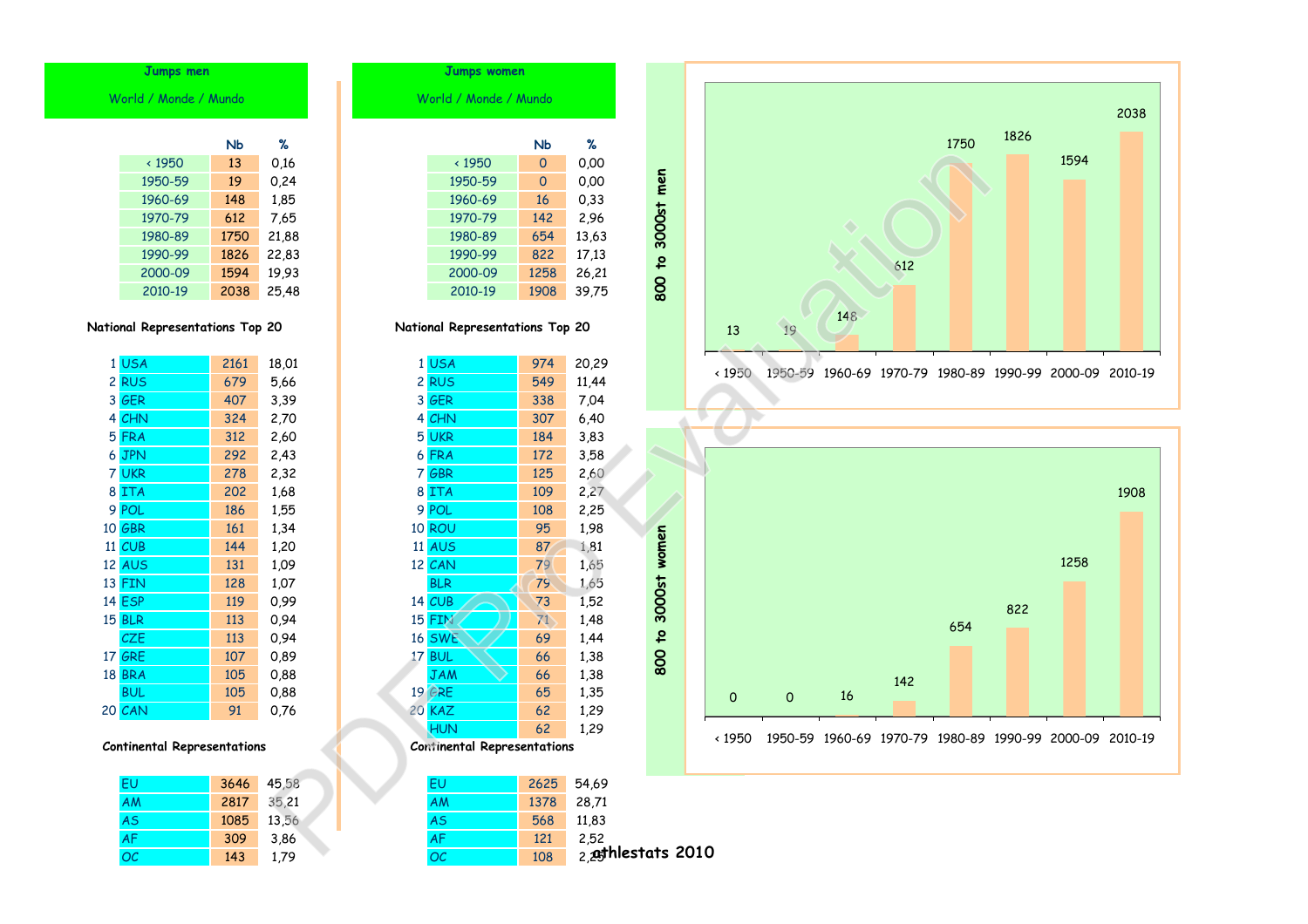## Jumps men

World / Monde / Mundo

| | Nb | % |
|---|---|---|
| < 1950 | 13 | 0,16 |
| 1950-59 | 19 | 0,24 |
| 1960-69 | 148 | 1,85 |
| 1970-79 | 612 | 7,65 |
| 1980-89 | 1750 | 21,88 |
| 1990-99 | 1826 | 22,83 |
| 2000-09 | 1594 | 19,93 |
| 2010-19 | 2038 | 25,48 |

### National Representations Top 20

| | | | |
|---|---|---|---|
| 1 | USA | 2161 | 18,01 |
| 2 | RUS | 679 | 5,66 |
| 3 | GER | 407 | 3,39 |
| 4 | CHN | 324 | 2,70 |
| 5 | FRA | 312 | 2,60 |
| 6 | JPN | 292 | 2,43 |
| 7 | UKR | 278 | 2,32 |
| 8 | ITA | 202 | 1,68 |
| 9 | POL | 186 | 1,55 |
| 10 | GBR | 161 | 1,34 |
| 11 | CUB | 144 | 1,20 |
| 12 | AUS | 131 | 1,09 |
| 13 | FIN | 128 | 1,07 |
| 14 | ESP | 119 | 0,99 |
| 15 | BLR | 113 | 0,94 |
| | CZE | 113 | 0,94 |
| 17 | GRE | 107 | 0,89 |
| 18 | BRA | 105 | 0,88 |
| | BUL | 105 | 0,88 |
| 20 | CAN | 91 | 0,76 |

### Continental Representations

| | | |
|---|---|---|
| EU | 3646 | 45,58 |
| AM | 2817 | 35,21 |
| AS | 1085 | 13,56 |
| AF | 309 | 3,86 |
| OC | 143 | 1,79 |

## Jumps women

World / Monde / Mundo

| | Nb | % |
|---|---|---|
| < 1950 | 0 | 0,00 |
| 1950-59 | 0 | 0,00 |
| 1960-69 | 16 | 0,33 |
| 1970-79 | 142 | 2,96 |
| 1980-89 | 654 | 13,63 |
| 1990-99 | 822 | 17,13 |
| 2000-09 | 1258 | 26,21 |
| 2010-19 | 1908 | 39,75 |

### National Representations Top 20

| | | | |
|---|---|---|---|
| 1 | USA | 974 | 20,29 |
| 2 | RUS | 549 | 11,44 |
| 3 | GER | 338 | 7,04 |
| 4 | CHN | 307 | 6,40 |
| 5 | UKR | 184 | 3,83 |
| 6 | FRA | 172 | 3,58 |
| 7 | GBR | 125 | 2,60 |
| 8 | ITA | 109 | 2,27 |
| 9 | POL | 108 | 2,25 |
| 10 | ROU | 95 | 1,98 |
| 11 | AUS | 87 | 1,81 |
| 12 | CAN | 79 | 1,65 |
| | BLR | 79 | 1,65 |
| 14 | CUB | 73 | 1,52 |
| 15 | FIN | 71 | 1,48 |
| 16 | SWE | 69 | 1,44 |
| 17 | BUL | 66 | 1,38 |
| | JAM | 66 | 1,38 |
| 19 | GRE | 65 | 1,35 |
| 20 | KAZ | 62 | 1,29 |
| | HUN | 62 | 1,29 |

### Continental Representations

| | | |
|---|---|---|
| EU | 2625 | 54,69 |
| AM | 1378 | 28,71 |
| AS | 568 | 11,83 |
| AF | 121 | 2,52 |
| OC | 108 | 2,25 |

800 to 3000st men

13 19 148 612 1750 1826 1594 2038

< 1950 1950-59 1960-69 1970-79 1980-89 1990-99 2000-09 2010-19

800 to 3000st women

0 0 16 142 654 822 1258 1908

< 1950 1950-59 1960-69 1970-79 1980-89 1990-99 2000-09 2010-19

athlestats 2010